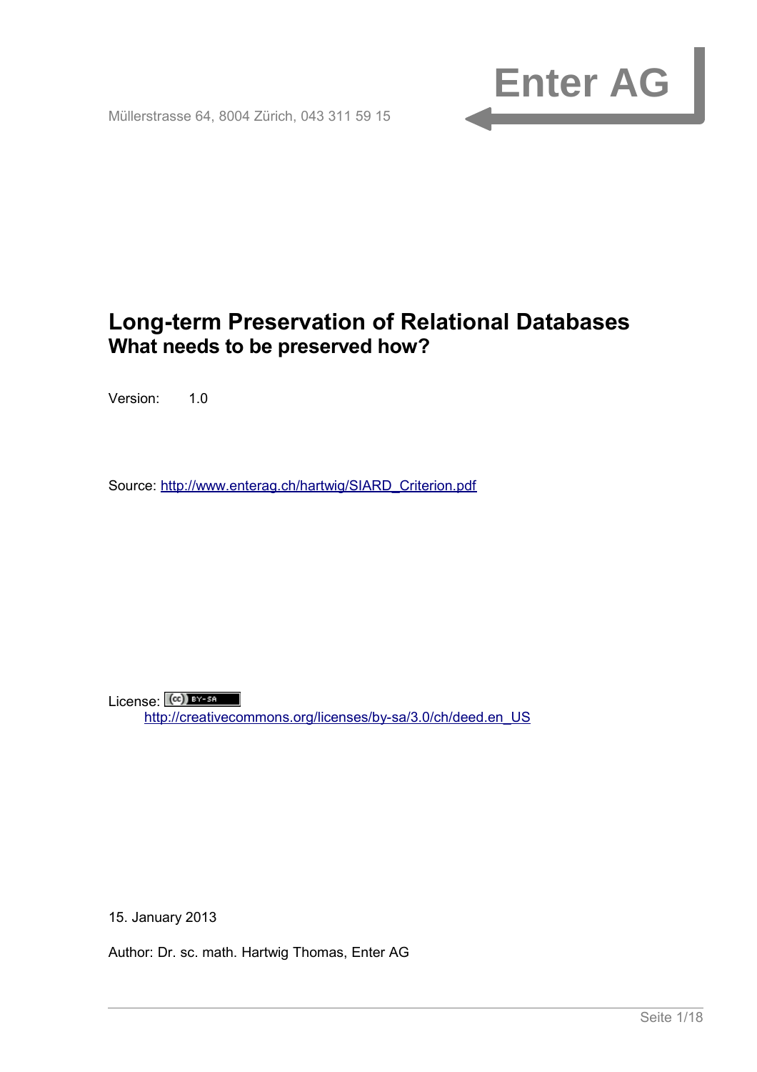Enter AG

Müllerstrasse 64, 8004 Zürich, 043 311 59 15

# Long-term Preservation of Relational Databases

## What needs to be preserved how?

Version: 1.0

Source: http://www.enterag.ch/hartwig/SIARD_Criterion.pdf

License: BY-SA
http://creativecommons.org/licenses/by-sa/3.0/ch/deed.en_US

15. January 2013

Author: Dr. sc. math. Hartwig Thomas, Enter AG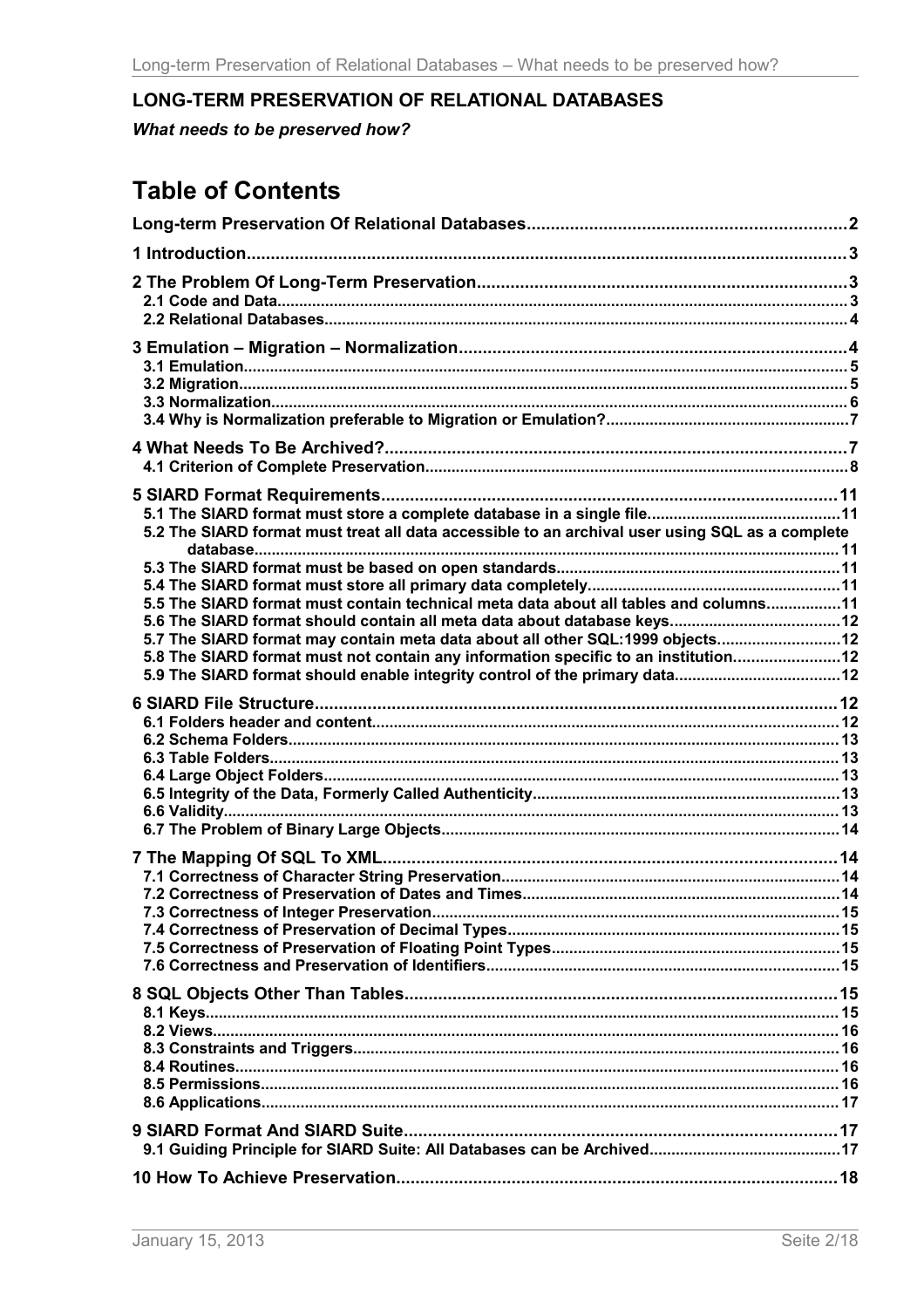**LONG-TERM PRESERVATION OF RELATIONAL DATABASES**

***What needs to be preserved how?***

# Table of Contents

**Long-term Preservation Of Relational Databases** .......... 2

**1 Introduction** .......... 3

**2 The Problem Of Long-Term Preservation** .......... 3
- 2.1 Code and Data .......... 3
- 2.2 Relational Databases .......... 4

**3 Emulation – Migration – Normalization** .......... 4
- 3.1 Emulation .......... 5
- 3.2 Migration .......... 5
- 3.3 Normalization .......... 6
- 3.4 Why is Normalization preferable to Migration or Emulation? .......... 7

**4 What Needs To Be Archived?** .......... 7
- 4.1 Criterion of Complete Preservation .......... 8

**5 SIARD Format Requirements** .......... 11
- 5.1 The SIARD format must store a complete database in a single file .......... 11
- 5.2 The SIARD format must treat all data accessible to an archival user using SQL as a complete database .......... 11
- 5.3 The SIARD format must be based on open standards .......... 11
- 5.4 The SIARD format must store all primary data completely .......... 11
- 5.5 The SIARD format must contain technical meta data about all tables and columns .......... 11
- 5.6 The SIARD format should contain all meta data about database keys .......... 12
- 5.7 The SIARD format may contain meta data about all other SQL:1999 objects .......... 12
- 5.8 The SIARD format must not contain any information specific to an institution .......... 12
- 5.9 The SIARD format should enable integrity control of the primary data .......... 12

**6 SIARD File Structure** .......... 12
- 6.1 Folders header and content .......... 12
- 6.2 Schema Folders .......... 13
- 6.3 Table Folders .......... 13
- 6.4 Large Object Folders .......... 13
- 6.5 Integrity of the Data, Formerly Called Authenticity .......... 13
- 6.6 Validity .......... 13
- 6.7 The Problem of Binary Large Objects .......... 14

**7 The Mapping Of SQL To XML** .......... 14
- 7.1 Correctness of Character String Preservation .......... 14
- 7.2 Correctness of Preservation of Dates and Times .......... 14
- 7.3 Correctness of Integer Preservation .......... 15
- 7.4 Correctness of Preservation of Decimal Types .......... 15
- 7.5 Correctness of Preservation of Floating Point Types .......... 15
- 7.6 Correctness and Preservation of Identifiers .......... 15

**8 SQL Objects Other Than Tables** .......... 15
- 8.1 Keys .......... 15
- 8.2 Views .......... 16
- 8.3 Constraints and Triggers .......... 16
- 8.4 Routines .......... 16
- 8.5 Permissions .......... 16
- 8.6 Applications .......... 17

**9 SIARD Format And SIARD Suite** .......... 17
- 9.1 Guiding Principle for SIARD Suite: All Databases can be Archived .......... 17

**10 How To Achieve Preservation** .......... 18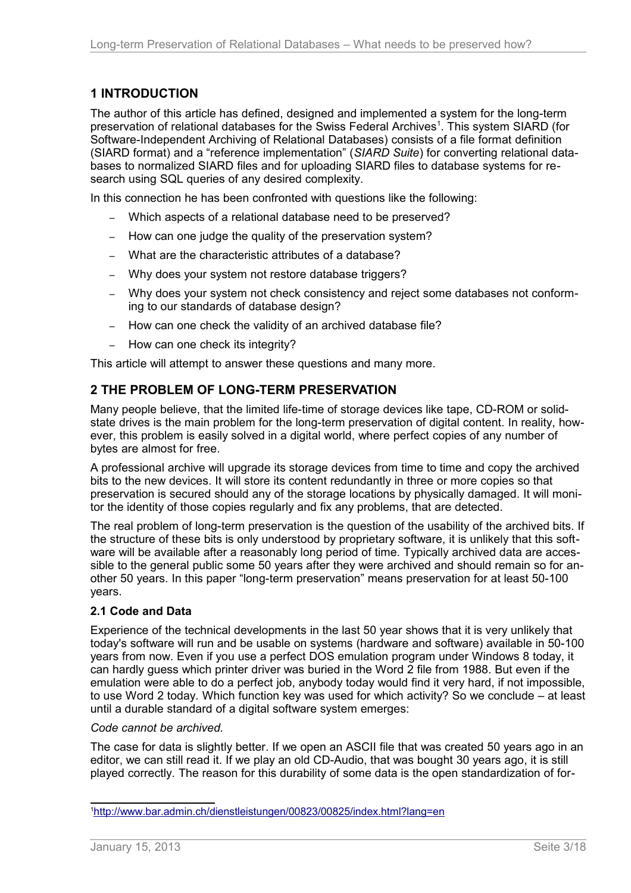## 1 INTRODUCTION

The author of this article has defined, designed and implemented a system for the long-term preservation of relational databases for the Swiss Federal Archives[1]. This system SIARD (for Software-Independent Archiving of Relational Databases) consists of a file format definition (SIARD format) and a "reference implementation" (*SIARD Suite*) for converting relational databases to normalized SIARD files and for uploading SIARD files to database systems for research using SQL queries of any desired complexity.

In this connection he has been confronted with questions like the following:

- Which aspects of a relational database need to be preserved?
- How can one judge the quality of the preservation system?
- What are the characteristic attributes of a database?
- Why does your system not restore database triggers?
- Why does your system not check consistency and reject some databases not conforming to our standards of database design?
- How can one check the validity of an archived database file?
- How can one check its integrity?

This article will attempt to answer these questions and many more.

## 2 THE PROBLEM OF LONG-TERM PRESERVATION

Many people believe, that the limited life-time of storage devices like tape, CD-ROM or solid-state drives is the main problem for the long-term preservation of digital content. In reality, however, this problem is easily solved in a digital world, where perfect copies of any number of bytes are almost for free.

A professional archive will upgrade its storage devices from time to time and copy the archived bits to the new devices. It will store its content redundantly in three or more copies so that preservation is secured should any of the storage locations by physically damaged. It will monitor the identity of those copies regularly and fix any problems, that are detected.

The real problem of long-term preservation is the question of the usability of the archived bits. If the structure of these bits is only understood by proprietary software, it is unlikely that this software will be available after a reasonably long period of time. Typically archived data are accessible to the general public some 50 years after they were archived and should remain so for another 50 years. In this paper "long-term preservation" means preservation for at least 50-100 years.

### 2.1 Code and Data

Experience of the technical developments in the last 50 year shows that it is very unlikely that today's software will run and be usable on systems (hardware and software) available in 50-100 years from now. Even if you use a perfect DOS emulation program under Windows 8 today, it can hardly guess which printer driver was buried in the Word 2 file from 1988. But even if the emulation were able to do a perfect job, anybody today would find it very hard, if not impossible, to use Word 2 today. Which function key was used for which activity? So we conclude – at least until a durable standard of a digital software system emerges:

*Code cannot be archived.*

The case for data is slightly better. If we open an ASCII file that was created 50 years ago in an editor, we can still read it. If we play an old CD-Audio, that was bought 30 years ago, it is still played correctly. The reason for this durability of some data is the open standardization of for-

[1] http://www.bar.admin.ch/dienstleistungen/00823/00825/index.html?lang=en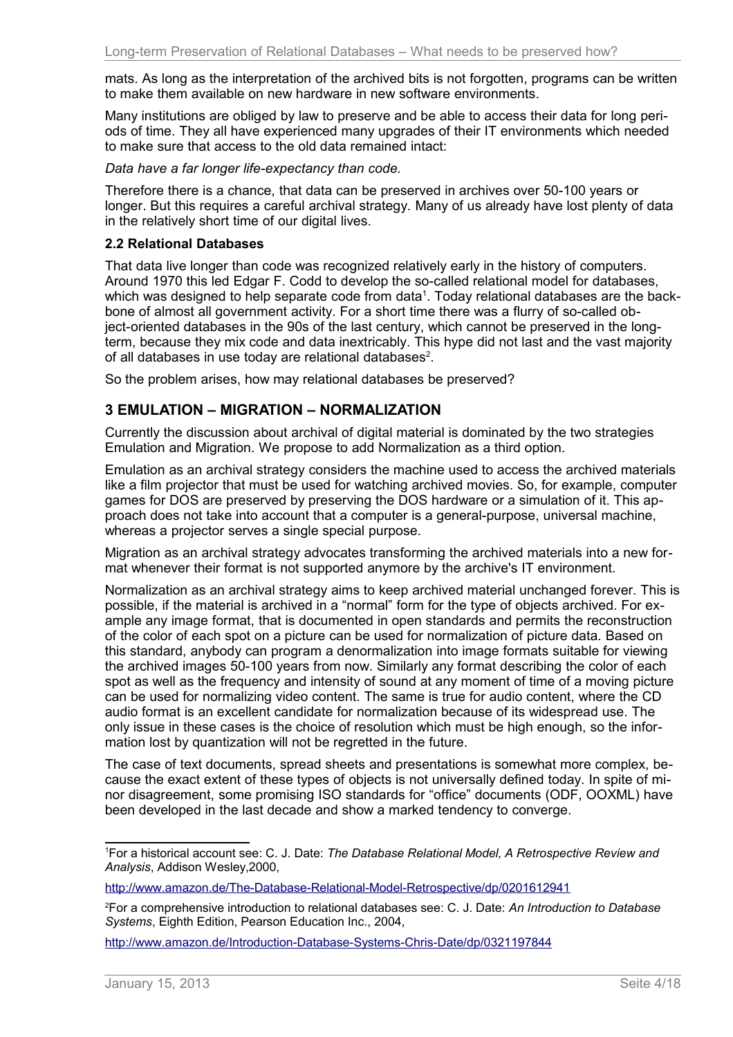mats. As long as the interpretation of the archived bits is not forgotten, programs can be written to make them available on new hardware in new software environments.

Many institutions are obliged by law to preserve and be able to access their data for long periods of time. They all have experienced many upgrades of their IT environments which needed to make sure that access to the old data remained intact:

*Data have a far longer life-expectancy than code.*

Therefore there is a chance, that data can be preserved in archives over 50-100 years or longer. But this requires a careful archival strategy. Many of us already have lost plenty of data in the relatively short time of our digital lives.

### 2.2 Relational Databases

That data live longer than code was recognized relatively early in the history of computers. Around 1970 this led Edgar F. Codd to develop the so-called relational model for databases, which was designed to help separate code from data[1]. Today relational databases are the backbone of almost all government activity. For a short time there was a flurry of so-called object-oriented databases in the 90s of the last century, which cannot be preserved in the long-term, because they mix code and data inextricably. This hype did not last and the vast majority of all databases in use today are relational databases[2].

So the problem arises, how may relational databases be preserved?

## 3 EMULATION – MIGRATION – NORMALIZATION

Currently the discussion about archival of digital material is dominated by the two strategies Emulation and Migration. We propose to add Normalization as a third option.

Emulation as an archival strategy considers the machine used to access the archived materials like a film projector that must be used for watching archived movies. So, for example, computer games for DOS are preserved by preserving the DOS hardware or a simulation of it. This approach does not take into account that a computer is a general-purpose, universal machine, whereas a projector serves a single special purpose.

Migration as an archival strategy advocates transforming the archived materials into a new format whenever their format is not supported anymore by the archive's IT environment.

Normalization as an archival strategy aims to keep archived material unchanged forever. This is possible, if the material is archived in a "normal" form for the type of objects archived. For example any image format, that is documented in open standards and permits the reconstruction of the color of each spot on a picture can be used for normalization of picture data. Based on this standard, anybody can program a denormalization into image formats suitable for viewing the archived images 50-100 years from now. Similarly any format describing the color of each spot as well as the frequency and intensity of sound at any moment of time of a moving picture can be used for normalizing video content. The same is true for audio content, where the CD audio format is an excellent candidate for normalization because of its widespread use. The only issue in these cases is the choice of resolution which must be high enough, so the information lost by quantization will not be regretted in the future.

The case of text documents, spread sheets and presentations is somewhat more complex, because the exact extent of these types of objects is not universally defined today. In spite of minor disagreement, some promising ISO standards for "office" documents (ODF, OOXML) have been developed in the last decade and show a marked tendency to converge.

---

[1] For a historical account see: C. J. Date: *The Database Relational Model, A Retrospective Review and Analysis*, Addison Wesley,2000,

http://www.amazon.de/The-Database-Relational-Model-Retrospective/dp/0201612941

[2] For a comprehensive introduction to relational databases see: C. J. Date: *An Introduction to Database Systems*, Eighth Edition, Pearson Education Inc., 2004,

http://www.amazon.de/Introduction-Database-Systems-Chris-Date/dp/0321197844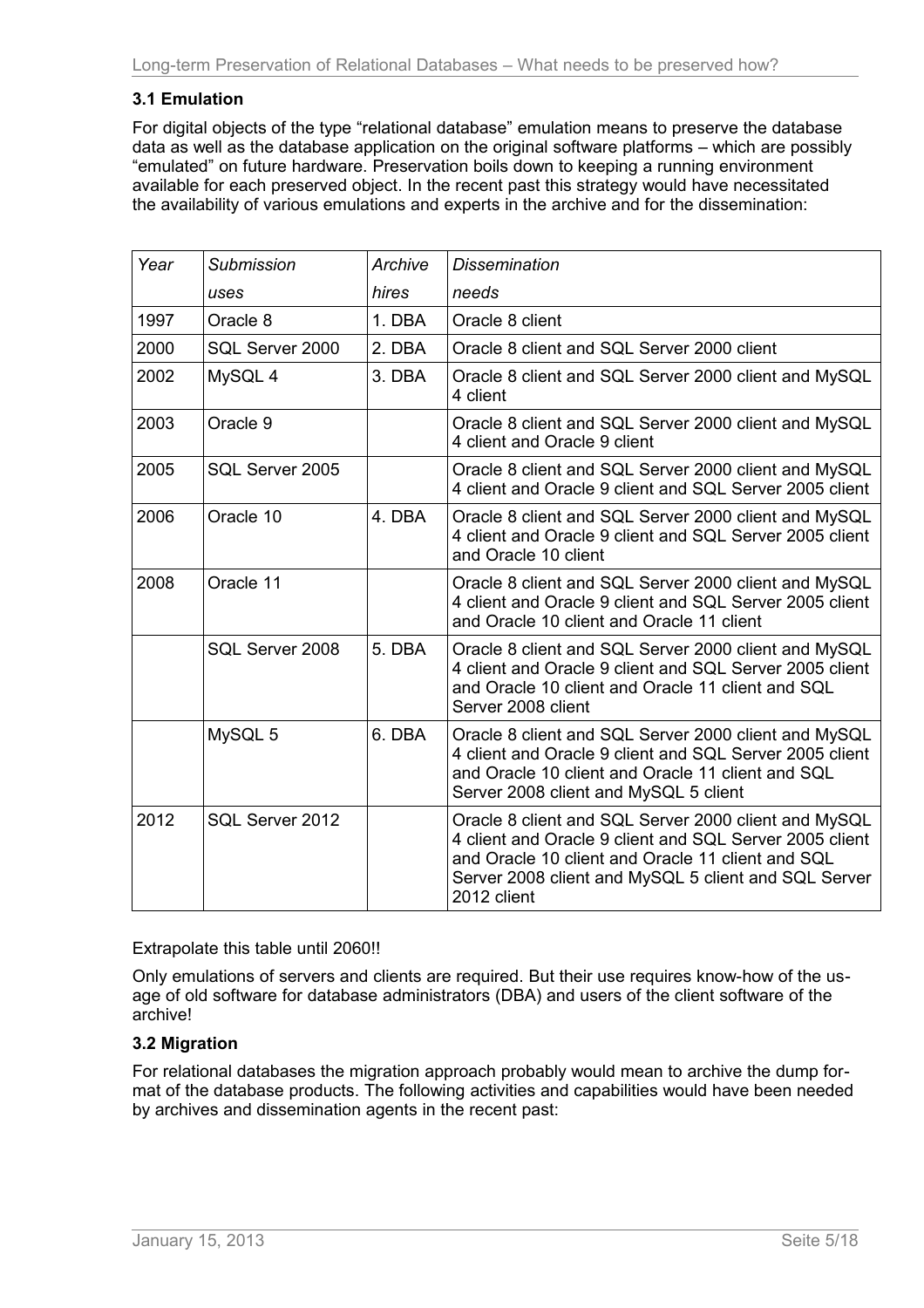### 3.1 Emulation

For digital objects of the type "relational database" emulation means to preserve the database data as well as the database application on the original software platforms – which are possibly "emulated" on future hardware. Preservation boils down to keeping a running environment available for each preserved object. In the recent past this strategy would have necessitated the availability of various emulations and experts in the archive and for the dissemination:

| *Year* | *Submission uses* | *Archive hires* | *Dissemination needs* |
|---|---|---|---|
| 1997 | Oracle 8 | 1. DBA | Oracle 8 client |
| 2000 | SQL Server 2000 | 2. DBA | Oracle 8 client and SQL Server 2000 client |
| 2002 | MySQL 4 | 3. DBA | Oracle 8 client and SQL Server 2000 client and MySQL 4 client |
| 2003 | Oracle 9 | | Oracle 8 client and SQL Server 2000 client and MySQL 4 client and Oracle 9 client |
| 2005 | SQL Server 2005 | | Oracle 8 client and SQL Server 2000 client and MySQL 4 client and Oracle 9 client and SQL Server 2005 client |
| 2006 | Oracle 10 | 4. DBA | Oracle 8 client and SQL Server 2000 client and MySQL 4 client and Oracle 9 client and SQL Server 2005 client and Oracle 10 client |
| 2008 | Oracle 11 | | Oracle 8 client and SQL Server 2000 client and MySQL 4 client and Oracle 9 client and SQL Server 2005 client and Oracle 10 client and Oracle 11 client |
| | SQL Server 2008 | 5. DBA | Oracle 8 client and SQL Server 2000 client and MySQL 4 client and Oracle 9 client and SQL Server 2005 client and Oracle 10 client and Oracle 11 client and SQL Server 2008 client |
| | MySQL 5 | 6. DBA | Oracle 8 client and SQL Server 2000 client and MySQL 4 client and Oracle 9 client and SQL Server 2005 client and Oracle 10 client and Oracle 11 client and SQL Server 2008 client and MySQL 5 client |
| 2012 | SQL Server 2012 | | Oracle 8 client and SQL Server 2000 client and MySQL 4 client and Oracle 9 client and SQL Server 2005 client and Oracle 10 client and Oracle 11 client and SQL Server 2008 client and MySQL 5 client and SQL Server 2012 client |

Extrapolate this table until 2060!!

Only emulations of servers and clients are required. But their use requires know-how of the usage of old software for database administrators (DBA) and users of the client software of the archive!

### 3.2 Migration

For relational databases the migration approach probably would mean to archive the dump format of the database products. The following activities and capabilities would have been needed by archives and dissemination agents in the recent past: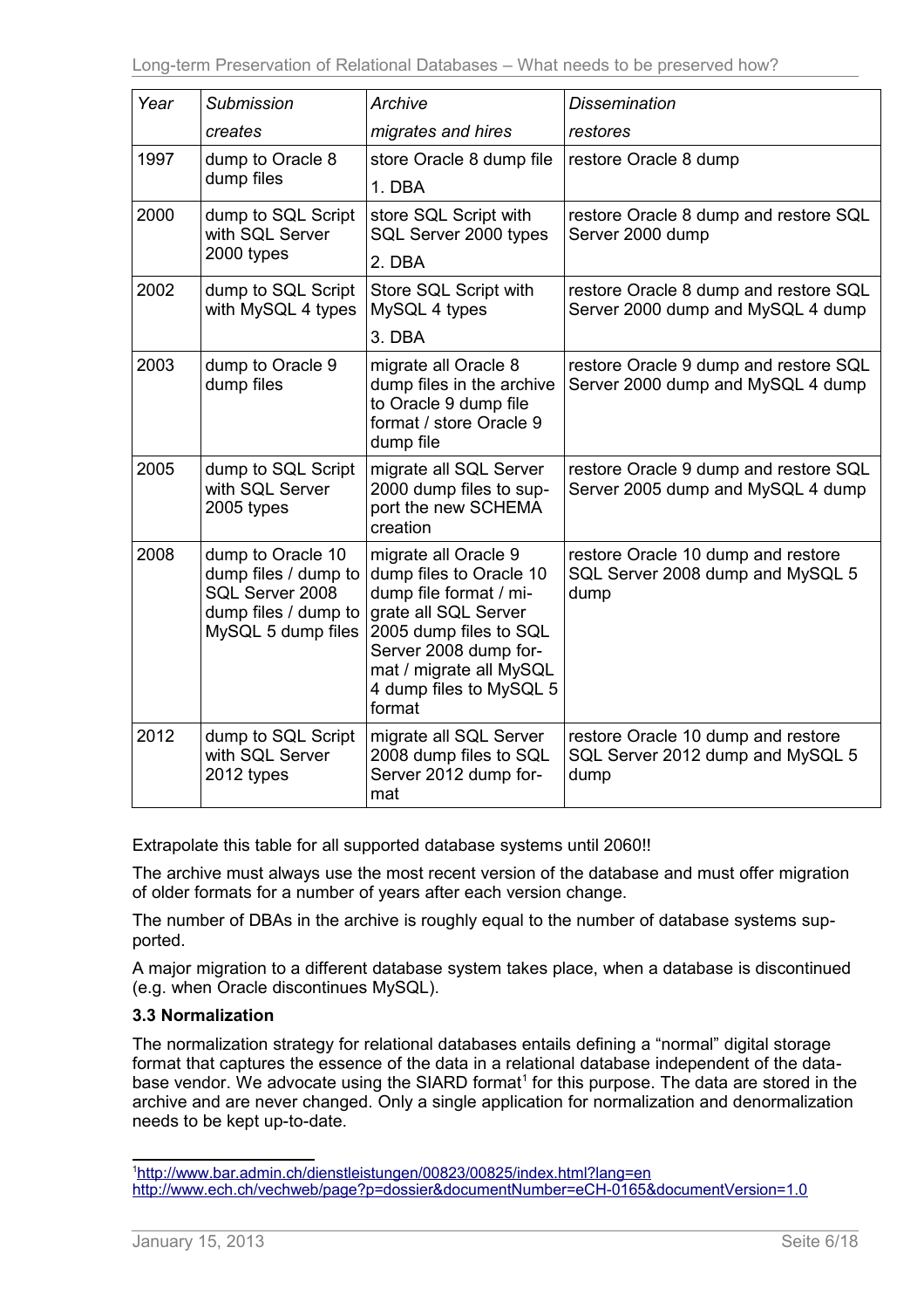| *Year* | *Submission* *creates* | *Archive* *migrates and hires* | *Dissemination* *restores* |
|---|---|---|---|
| 1997 | dump to Oracle 8 dump files | store Oracle 8 dump file 1. DBA | restore Oracle 8 dump |
| 2000 | dump to SQL Script with SQL Server 2000 types | store SQL Script with SQL Server 2000 types 2. DBA | restore Oracle 8 dump and restore SQL Server 2000 dump |
| 2002 | dump to SQL Script with MySQL 4 types | Store SQL Script with MySQL 4 types 3. DBA | restore Oracle 8 dump and restore SQL Server 2000 dump and MySQL 4 dump |
| 2003 | dump to Oracle 9 dump files | migrate all Oracle 8 dump files in the archive to Oracle 9 dump file format / store Oracle 9 dump file | restore Oracle 9 dump and restore SQL Server 2000 dump and MySQL 4 dump |
| 2005 | dump to SQL Script with SQL Server 2005 types | migrate all SQL Server 2000 dump files to support the new SCHEMA creation | restore Oracle 9 dump and restore SQL Server 2005 dump and MySQL 4 dump |
| 2008 | dump to Oracle 10 dump files / dump to SQL Server 2008 dump files / dump to MySQL 5 dump files | migrate all Oracle 9 dump files to Oracle 10 dump file format / migrate all SQL Server 2005 dump files to SQL Server 2008 dump format / migrate all MySQL 4 dump files to MySQL 5 format | restore Oracle 10 dump and restore SQL Server 2008 dump and MySQL 5 dump |
| 2012 | dump to SQL Script with SQL Server 2012 types | migrate all SQL Server 2008 dump files to SQL Server 2012 dump format | restore Oracle 10 dump and restore SQL Server 2012 dump and MySQL 5 dump |

Extrapolate this table for all supported database systems until 2060!!

The archive must always use the most recent version of the database and must offer migration of older formats for a number of years after each version change.

The number of DBAs in the archive is roughly equal to the number of database systems supported.

A major migration to a different database system takes place, when a database is discontinued (e.g. when Oracle discontinues MySQL).

### 3.3 Normalization

The normalization strategy for relational databases entails defining a "normal" digital storage format that captures the essence of the data in a relational database independent of the database vendor. We advocate using the SIARD format[1] for this purpose. The data are stored in the archive and are never changed. Only a single application for normalization and denormalization needs to be kept up-to-date.

---

[1] http://www.bar.admin.ch/dienstleistungen/00823/00825/index.html?lang=en
http://www.ech.ch/vechweb/page?p=dossier&documentNumber=eCH-0165&documentVersion=1.0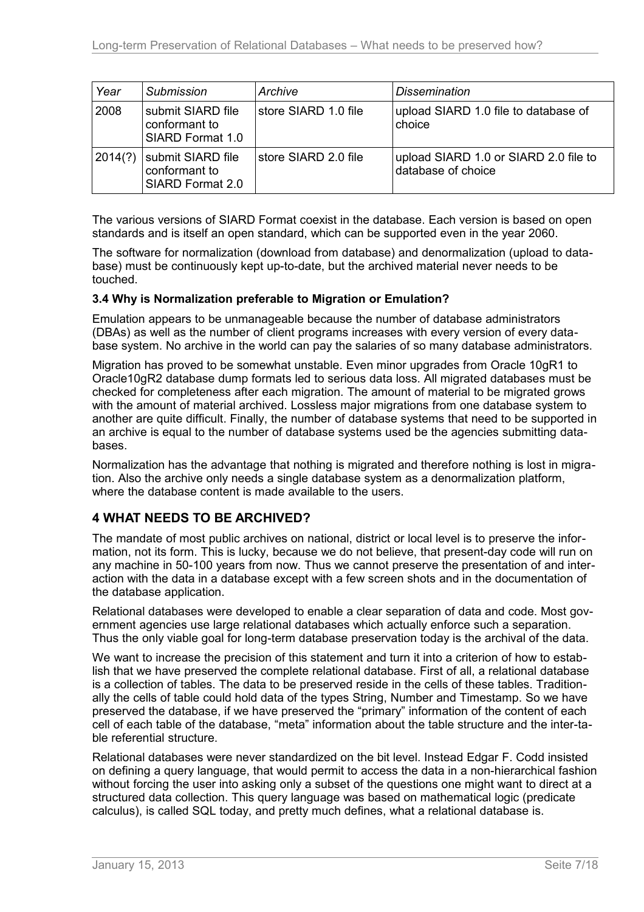| *Year* | *Submission* | *Archive* | *Dissemination* |
|---|---|---|---|
| 2008 | submit SIARD file conformant to SIARD Format 1.0 | store SIARD 1.0 file | upload SIARD 1.0 file to database of choice |
| 2014(?) | submit SIARD file conformant to SIARD Format 2.0 | store SIARD 2.0 file | upload SIARD 1.0 or SIARD 2.0 file to database of choice |

The various versions of SIARD Format coexist in the database. Each version is based on open standards and is itself an open standard, which can be supported even in the year 2060.

The software for normalization (download from database) and denormalization (upload to database) must be continuously kept up-to-date, but the archived material never needs to be touched.

### 3.4 Why is Normalization preferable to Migration or Emulation?

Emulation appears to be unmanageable because the number of database administrators (DBAs) as well as the number of client programs increases with every version of every database system. No archive in the world can pay the salaries of so many database administrators.

Migration has proved to be somewhat unstable. Even minor upgrades from Oracle 10gR1 to Oracle10gR2 database dump formats led to serious data loss. All migrated databases must be checked for completeness after each migration. The amount of material to be migrated grows with the amount of material archived. Lossless major migrations from one database system to another are quite difficult. Finally, the number of database systems that need to be supported in an archive is equal to the number of database systems used be the agencies submitting databases.

Normalization has the advantage that nothing is migrated and therefore nothing is lost in migration. Also the archive only needs a single database system as a denormalization platform, where the database content is made available to the users.

## 4 WHAT NEEDS TO BE ARCHIVED?

The mandate of most public archives on national, district or local level is to preserve the information, not its form. This is lucky, because we do not believe, that present-day code will run on any machine in 50-100 years from now. Thus we cannot preserve the presentation of and interaction with the data in a database except with a few screen shots and in the documentation of the database application.

Relational databases were developed to enable a clear separation of data and code. Most government agencies use large relational databases which actually enforce such a separation. Thus the only viable goal for long-term database preservation today is the archival of the data.

We want to increase the precision of this statement and turn it into a criterion of how to establish that we have preserved the complete relational database. First of all, a relational database is a collection of tables. The data to be preserved reside in the cells of these tables. Traditionally the cells of table could hold data of the types String, Number and Timestamp. So we have preserved the database, if we have preserved the “primary” information of the content of each cell of each table of the database, “meta” information about the table structure and the inter-table referential structure.

Relational databases were never standardized on the bit level. Instead Edgar F. Codd insisted on defining a query language, that would permit to access the data in a non-hierarchical fashion without forcing the user into asking only a subset of the questions one might want to direct at a structured data collection. This query language was based on mathematical logic (predicate calculus), is called SQL today, and pretty much defines, what a relational database is.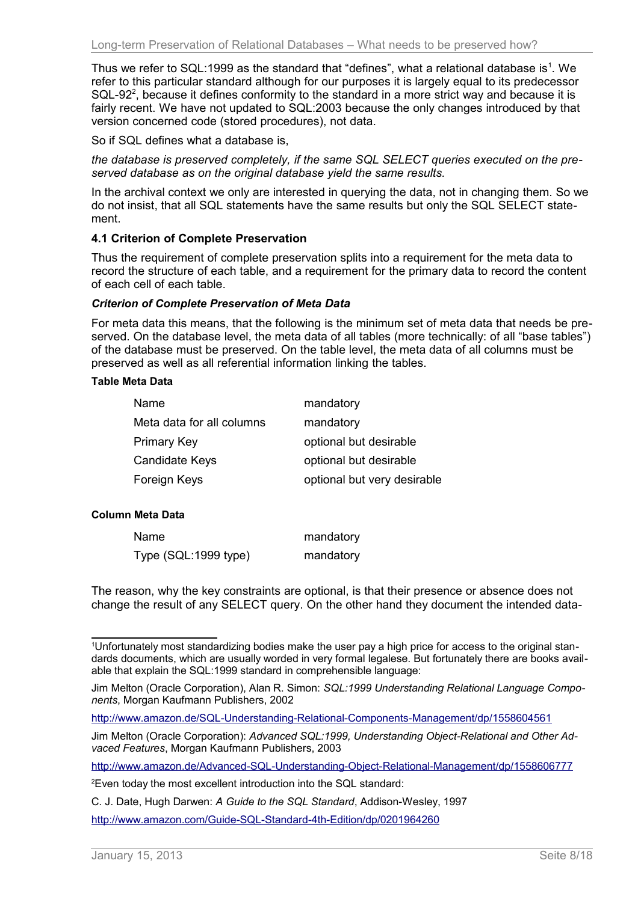Thus we refer to SQL:1999 as the standard that "defines", what a relational database is[1]. We refer to this particular standard although for our purposes it is largely equal to its predecessor SQL-92[2], because it defines conformity to the standard in a more strict way and because it is fairly recent. We have not updated to SQL:2003 because the only changes introduced by that version concerned code (stored procedures), not data.

So if SQL defines what a database is,

*the database is preserved completely, if the same SQL SELECT queries executed on the preserved database as on the original database yield the same results.*

In the archival context we only are interested in querying the data, not in changing them. So we do not insist, that all SQL statements have the same results but only the SQL SELECT statement.

### 4.1 Criterion of Complete Preservation

Thus the requirement of complete preservation splits into a requirement for the meta data to record the structure of each table, and a requirement for the primary data to record the content of each cell of each table.

#### *Criterion of Complete Preservation of Meta Data*

For meta data this means, that the following is the minimum set of meta data that needs be preserved. On the database level, the meta data of all tables (more technically: of all "base tables") of the database must be preserved. On the table level, the meta data of all columns must be preserved as well as all referential information linking the tables.

**Table Meta Data**

| | |
|---|---|
| Name | mandatory |
| Meta data for all columns | mandatory |
| Primary Key | optional but desirable |
| Candidate Keys | optional but desirable |
| Foreign Keys | optional but very desirable |

**Column Meta Data**

| | |
|---|---|
| Name | mandatory |
| Type (SQL:1999 type) | mandatory |

The reason, why the key constraints are optional, is that their presence or absence does not change the result of any SELECT query. On the other hand they document the intended data-

---

[1]Unfortunately most standardizing bodies make the user pay a high price for access to the original standards documents, which are usually worded in very formal legalese. But fortunately there are books available that explain the SQL:1999 standard in comprehensible language:

Jim Melton (Oracle Corporation), Alan R. Simon: *SQL:1999 Understanding Relational Language Components*, Morgan Kaufmann Publishers, 2002

http://www.amazon.de/SQL-Understanding-Relational-Components-Management/dp/1558604561

Jim Melton (Oracle Corporation): *Advanced SQL:1999, Understanding Object-Relational and Other Advaced Features*, Morgan Kaufmann Publishers, 2003

http://www.amazon.de/Advanced-SQL-Understanding-Object-Relational-Management/dp/1558606777

[2]Even today the most excellent introduction into the SQL standard:

C. J. Date, Hugh Darwen: *A Guide to the SQL Standard*, Addison-Wesley, 1997

http://www.amazon.com/Guide-SQL-Standard-4th-Edition/dp/0201964260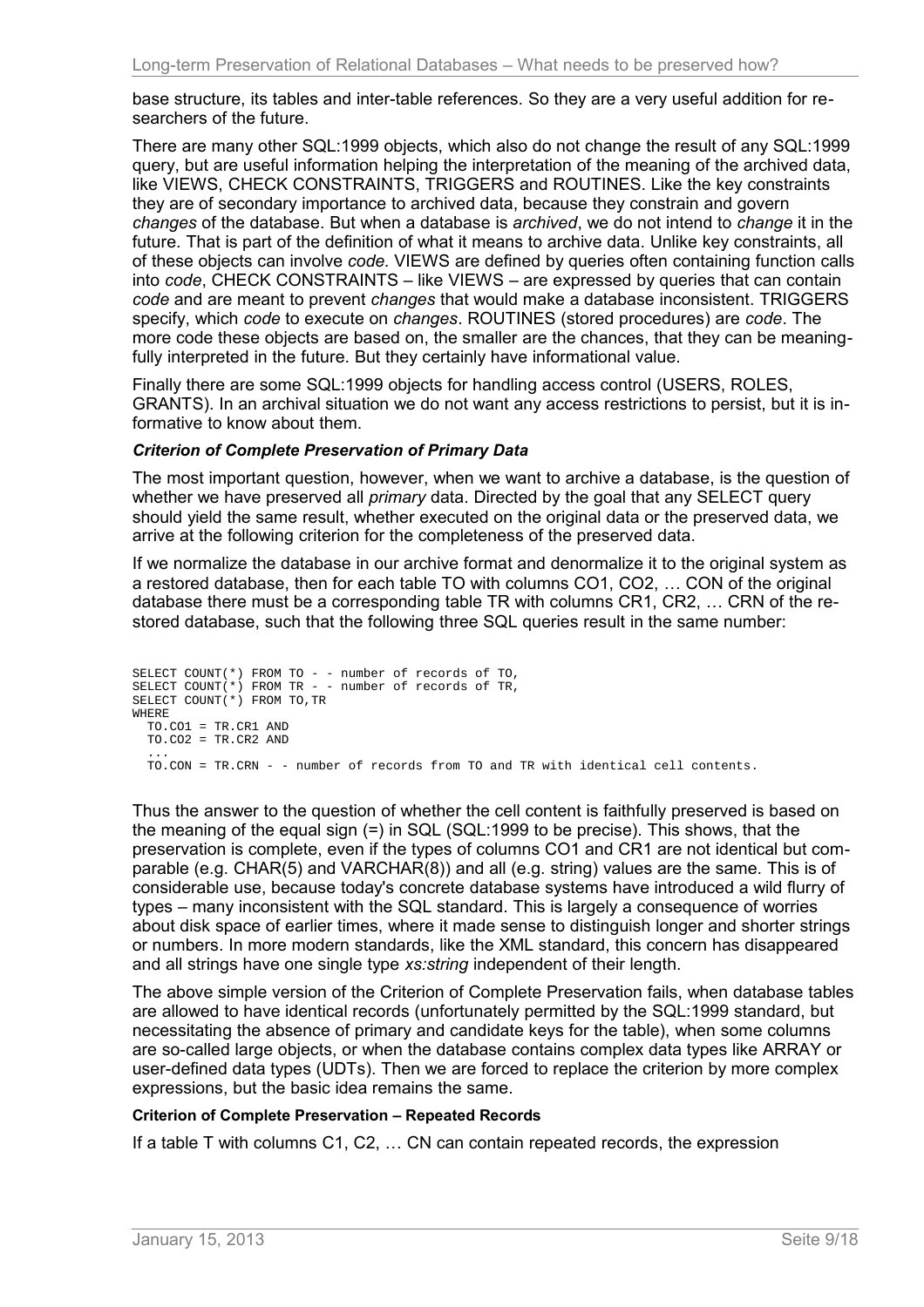base structure, its tables and inter-table references. So they are a very useful addition for researchers of the future.

There are many other SQL:1999 objects, which also do not change the result of any SQL:1999 query, but are useful information helping the interpretation of the meaning of the archived data, like VIEWS, CHECK CONSTRAINTS, TRIGGERS and ROUTINES. Like the key constraints they are of secondary importance to archived data, because they constrain and govern *changes* of the database. But when a database is *archived*, we do not intend to *change* it in the future. That is part of the definition of what it means to archive data. Unlike key constraints, all of these objects can involve *code.* VIEWS are defined by queries often containing function calls into *code*, CHECK CONSTRAINTS – like VIEWS – are expressed by queries that can contain *code* and are meant to prevent *changes* that would make a database inconsistent. TRIGGERS specify, which *code* to execute on *changes*. ROUTINES (stored procedures) are *code*. The more code these objects are based on, the smaller are the chances, that they can be meaningfully interpreted in the future. But they certainly have informational value.

Finally there are some SQL:1999 objects for handling access control (USERS, ROLES, GRANTS). In an archival situation we do not want any access restrictions to persist, but it is informative to know about them.

#### *Criterion of Complete Preservation of Primary Data*

The most important question, however, when we want to archive a database, is the question of whether we have preserved all *primary* data. Directed by the goal that any SELECT query should yield the same result, whether executed on the original data or the preserved data, we arrive at the following criterion for the completeness of the preserved data.

If we normalize the database in our archive format and denormalize it to the original system as a restored database, then for each table TO with columns CO1, CO2, … CON of the original database there must be a corresponding table TR with columns CR1, CR2, … CRN of the restored database, such that the following three SQL queries result in the same number:

```
SELECT COUNT(*) FROM TO - - number of records of TO,
SELECT COUNT(*) FROM TR - - number of records of TR,
SELECT COUNT(*) FROM TO,TR
WHERE
  TO.CO1 = TR.CR1 AND
  TO.CO2 = TR.CR2 AND
  ...
  TO.CON = TR.CRN - - number of records from TO and TR with identical cell contents.
```

Thus the answer to the question of whether the cell content is faithfully preserved is based on the meaning of the equal sign (=) in SQL (SQL:1999 to be precise). This shows, that the preservation is complete, even if the types of columns CO1 and CR1 are not identical but comparable (e.g. CHAR(5) and VARCHAR(8)) and all (e.g. string) values are the same. This is of considerable use, because today's concrete database systems have introduced a wild flurry of types – many inconsistent with the SQL standard. This is largely a consequence of worries about disk space of earlier times, where it made sense to distinguish longer and shorter strings or numbers. In more modern standards, like the XML standard, this concern has disappeared and all strings have one single type *xs:string* independent of their length.

The above simple version of the Criterion of Complete Preservation fails, when database tables are allowed to have identical records (unfortunately permitted by the SQL:1999 standard, but necessitating the absence of primary and candidate keys for the table), when some columns are so-called large objects, or when the database contains complex data types like ARRAY or user-defined data types (UDTs). Then we are forced to replace the criterion by more complex expressions, but the basic idea remains the same.

#### **Criterion of Complete Preservation – Repeated Records**

If a table T with columns C1, C2, … CN can contain repeated records, the expression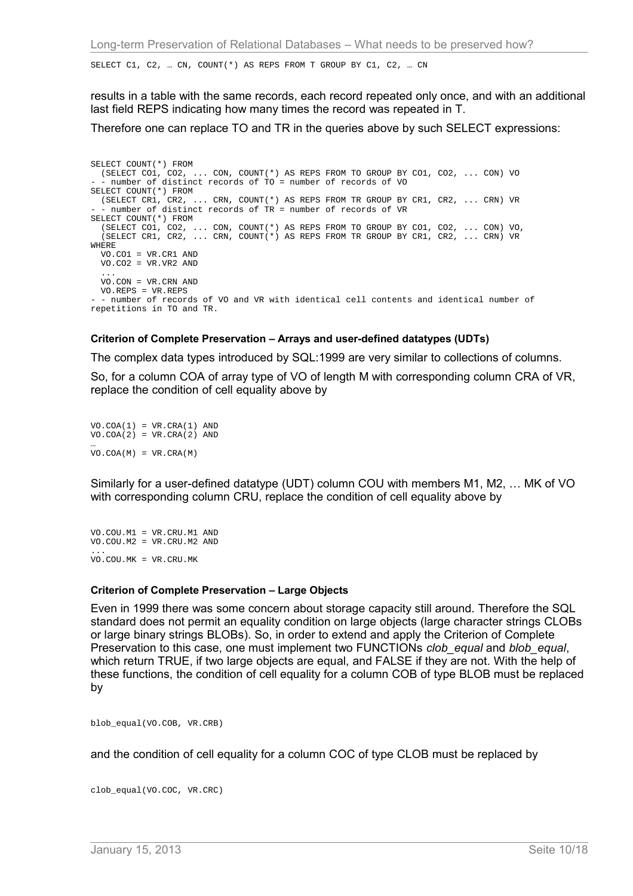```
SELECT C1, C2, … CN, COUNT(*) AS REPS FROM T GROUP BY C1, C2, … CN
```

results in a table with the same records, each record repeated only once, and with an additional last field REPS indicating how many times the record was repeated in T.

Therefore one can replace TO and TR in the queries above by such SELECT expressions:

```
SELECT COUNT(*) FROM
  (SELECT CO1, CO2, ... CON, COUNT(*) AS REPS FROM TO GROUP BY CO1, CO2, ... CON) VO
- - number of distinct records of TO = number of records of VO
SELECT COUNT(*) FROM
  (SELECT CR1, CR2, ... CRN, COUNT(*) AS REPS FROM TR GROUP BY CR1, CR2, ... CRN) VR
- - number of distinct records of TR = number of records of VR
SELECT COUNT(*) FROM
  (SELECT CO1, CO2, ... CON, COUNT(*) AS REPS FROM TO GROUP BY CO1, CO2, ... CON) VO,
  (SELECT CR1, CR2, ... CRN, COUNT(*) AS REPS FROM TR GROUP BY CR1, CR2, ... CRN) VR
WHERE
  VO.CO1 = VR.CR1 AND
  VO.CO2 = VR.VR2 AND
  ...
  VO.CON = VR.CRN AND
  VO.REPS = VR.REPS
- - number of records of VO and VR with identical cell contents and identical number of
repetitions in TO and TR.
```

#### Criterion of Complete Preservation – Arrays and user-defined datatypes (UDTs)

The complex data types introduced by SQL:1999 are very similar to collections of columns.

So, for a column COA of array type of VO of length M with corresponding column CRA of VR, replace the condition of cell equality above by

```
VO.COA(1) = VR.CRA(1) AND
VO.COA(2) = VR.CRA(2) AND
…
VO.COA(M) = VR.CRA(M)
```

Similarly for a user-defined datatype (UDT) column COU with members M1, M2, … MK of VO with corresponding column CRU, replace the condition of cell equality above by

```
VO.COU.M1 = VR.CRU.M1 AND
VO.COU.M2 = VR.CRU.M2 AND
...
VO.COU.MK = VR.CRU.MK
```

#### Criterion of Complete Preservation – Large Objects

Even in 1999 there was some concern about storage capacity still around. Therefore the SQL standard does not permit an equality condition on large objects (large character strings CLOBs or large binary strings BLOBs). So, in order to extend and apply the Criterion of Complete Preservation to this case, one must implement two FUNCTIONs *clob_equal* and *blob_equal*, which return TRUE, if two large objects are equal, and FALSE if they are not. With the help of these functions, the condition of cell equality for a column COB of type BLOB must be replaced by

```
blob_equal(VO.COB, VR.CRB)
```

and the condition of cell equality for a column COC of type CLOB must be replaced by

```
clob_equal(VO.COC, VR.CRC)
```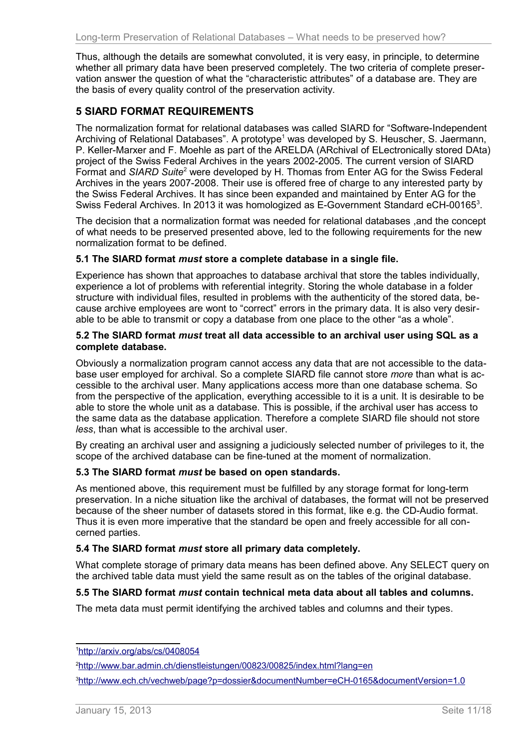Thus, although the details are somewhat convoluted, it is very easy, in principle, to determine whether all primary data have been preserved completely. The two criteria of complete preservation answer the question of what the "characteristic attributes" of a database are. They are the basis of every quality control of the preservation activity.

## 5 SIARD FORMAT REQUIREMENTS

The normalization format for relational databases was called SIARD for "Software-Independent Archiving of Relational Databases". A prototype[1] was developed by S. Heuscher, S. Jaermann, P. Keller-Marxer and F. Moehle as part of the ARELDA (ARchival of ELectronically stored DAta) project of the Swiss Federal Archives in the years 2002-2005. The current version of SIARD Format and *SIARD Suite*[2] were developed by H. Thomas from Enter AG for the Swiss Federal Archives in the years 2007-2008. Their use is offered free of charge to any interested party by the Swiss Federal Archives. It has since been expanded and maintained by Enter AG for the Swiss Federal Archives. In 2013 it was homologized as E-Government Standard eCH-00165[3].

The decision that a normalization format was needed for relational databases ,and the concept of what needs to be preserved presented above, led to the following requirements for the new normalization format to be defined.

### 5.1 The SIARD format *must* store a complete database in a single file.

Experience has shown that approaches to database archival that store the tables individually, experience a lot of problems with referential integrity. Storing the whole database in a folder structure with individual files, resulted in problems with the authenticity of the stored data, because archive employees are wont to "correct" errors in the primary data. It is also very desirable to be able to transmit or copy a database from one place to the other "as a whole".

### 5.2 The SIARD format *must* treat all data accessible to an archival user using SQL as a complete database.

Obviously a normalization program cannot access any data that are not accessible to the database user employed for archival. So a complete SIARD file cannot store *more* than what is accessible to the archival user. Many applications access more than one database schema. So from the perspective of the application, everything accessible to it is a unit. It is desirable to be able to store the whole unit as a database. This is possible, if the archival user has access to the same data as the database application. Therefore a complete SIARD file should not store *less*, than what is accessible to the archival user.

By creating an archival user and assigning a judiciously selected number of privileges to it, the scope of the archived database can be fine-tuned at the moment of normalization.

### 5.3 The SIARD format *must* be based on open standards.

As mentioned above, this requirement must be fulfilled by any storage format for long-term preservation. In a niche situation like the archival of databases, the format will not be preserved because of the sheer number of datasets stored in this format, like e.g. the CD-Audio format. Thus it is even more imperative that the standard be open and freely accessible for all concerned parties.

### 5.4 The SIARD format *must* store all primary data completely.

What complete storage of primary data means has been defined above. Any SELECT query on the archived table data must yield the same result as on the tables of the original database.

### 5.5 The SIARD format *must* contain technical meta data about all tables and columns.

The meta data must permit identifying the archived tables and columns and their types.

---

[1] http://arxiv.org/abs/cs/0408054

[2] http://www.bar.admin.ch/dienstleistungen/00823/00825/index.html?lang=en

[3] http://www.ech.ch/vechweb/page?p=dossier&documentNumber=eCH-0165&documentVersion=1.0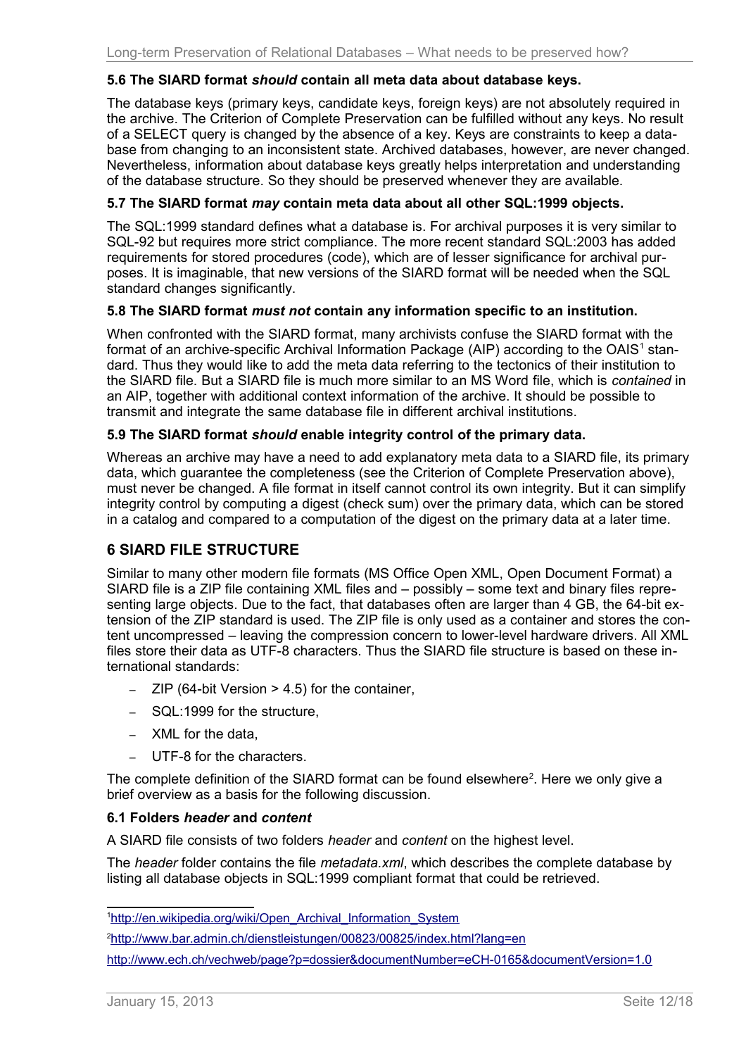### 5.6 The SIARD format *should* contain all meta data about database keys.

The database keys (primary keys, candidate keys, foreign keys) are not absolutely required in the archive. The Criterion of Complete Preservation can be fulfilled without any keys. No result of a SELECT query is changed by the absence of a key. Keys are constraints to keep a database from changing to an inconsistent state. Archived databases, however, are never changed. Nevertheless, information about database keys greatly helps interpretation and understanding of the database structure. So they should be preserved whenever they are available.

### 5.7 The SIARD format *may* contain meta data about all other SQL:1999 objects.

The SQL:1999 standard defines what a database is. For archival purposes it is very similar to SQL-92 but requires more strict compliance. The more recent standard SQL:2003 has added requirements for stored procedures (code), which are of lesser significance for archival purposes. It is imaginable, that new versions of the SIARD format will be needed when the SQL standard changes significantly.

### 5.8 The SIARD format *must not* contain any information specific to an institution.

When confronted with the SIARD format, many archivists confuse the SIARD format with the format of an archive-specific Archival Information Package (AIP) according to the OAIS[1] standard. Thus they would like to add the meta data referring to the tectonics of their institution to the SIARD file. But a SIARD file is much more similar to an MS Word file, which is *contained* in an AIP, together with additional context information of the archive. It should be possible to transmit and integrate the same database file in different archival institutions.

### 5.9 The SIARD format *should* enable integrity control of the primary data.

Whereas an archive may have a need to add explanatory meta data to a SIARD file, its primary data, which guarantee the completeness (see the Criterion of Complete Preservation above), must never be changed. A file format in itself cannot control its own integrity. But it can simplify integrity control by computing a digest (check sum) over the primary data, which can be stored in a catalog and compared to a computation of the digest on the primary data at a later time.

## 6 SIARD FILE STRUCTURE

Similar to many other modern file formats (MS Office Open XML, Open Document Format) a SIARD file is a ZIP file containing XML files and – possibly – some text and binary files representing large objects. Due to the fact, that databases often are larger than 4 GB, the 64-bit extension of the ZIP standard is used. The ZIP file is only used as a container and stores the content uncompressed – leaving the compression concern to lower-level hardware drivers. All XML files store their data as UTF-8 characters. Thus the SIARD file structure is based on these international standards:

- ZIP (64-bit Version > 4.5) for the container,
- SQL:1999 for the structure,
- XML for the data,
- UTF-8 for the characters.

The complete definition of the SIARD format can be found elsewhere[2]. Here we only give a brief overview as a basis for the following discussion.

### 6.1 Folders *header* and *content*

A SIARD file consists of two folders *header* and *content* on the highest level.

The *header* folder contains the file *metadata.xml*, which describes the complete database by listing all database objects in SQL:1999 compliant format that could be retrieved.

---

[1] http://en.wikipedia.org/wiki/Open_Archival_Information_System

[2] http://www.bar.admin.ch/dienstleistungen/00823/00825/index.html?lang=en

http://www.ech.ch/vechweb/page?p=dossier&documentNumber=eCH-0165&documentVersion=1.0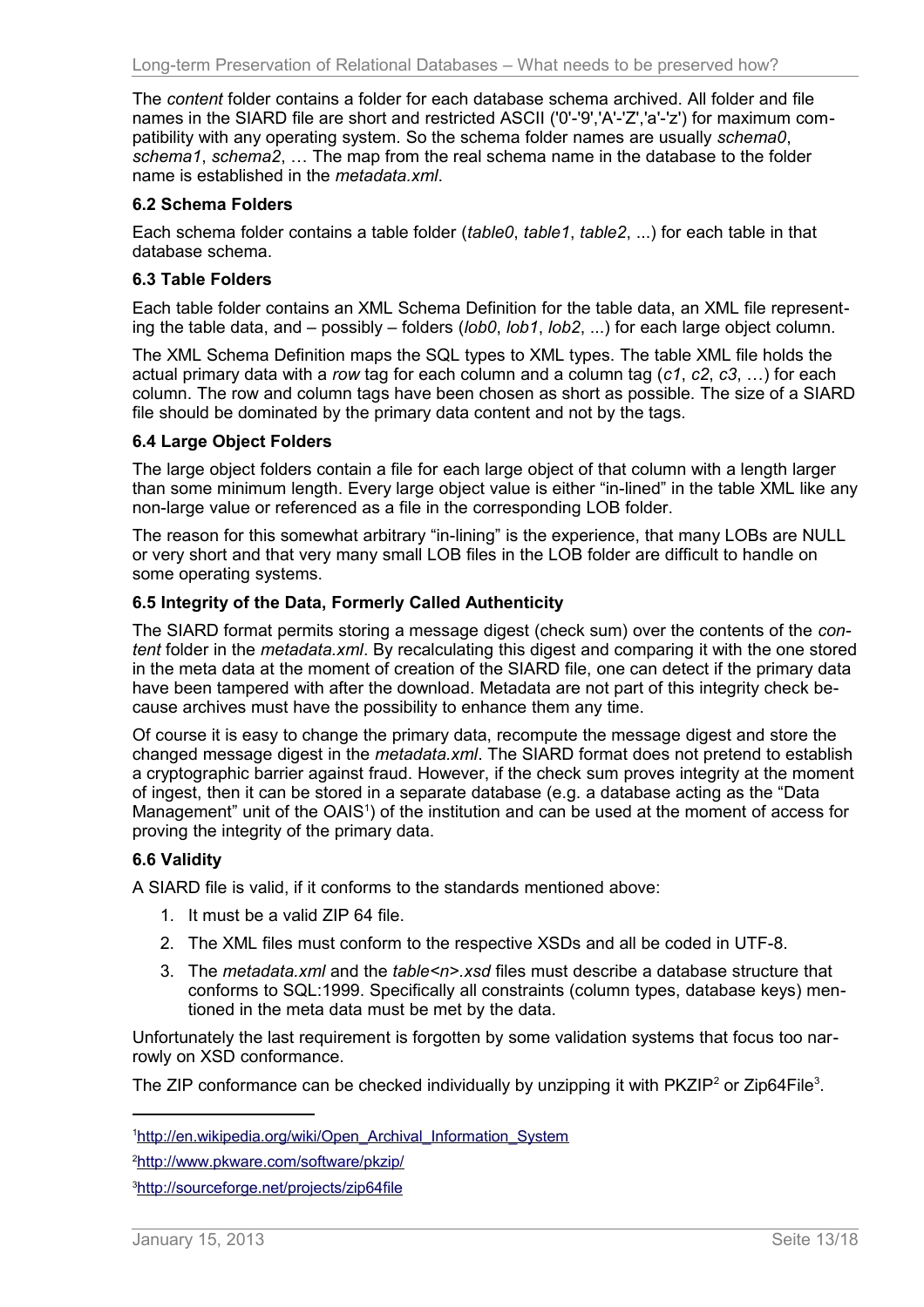The *content* folder contains a folder for each database schema archived. All folder and file names in the SIARD file are short and restricted ASCII ('0'-'9','A'-'Z','a'-'z') for maximum compatibility with any operating system. So the schema folder names are usually *schema0*, *schema1*, *schema2*, … The map from the real schema name in the database to the folder name is established in the *metadata.xml*.

### 6.2 Schema Folders

Each schema folder contains a table folder (*table0*, *table1*, *table2*, ...) for each table in that database schema.

### 6.3 Table Folders

Each table folder contains an XML Schema Definition for the table data, an XML file representing the table data, and – possibly – folders (*lob0*, *lob1*, *lob2*, ...) for each large object column.

The XML Schema Definition maps the SQL types to XML types. The table XML file holds the actual primary data with a *row* tag for each column and a column tag (*c1*, *c2*, *c3*, …) for each column. The row and column tags have been chosen as short as possible. The size of a SIARD file should be dominated by the primary data content and not by the tags.

### 6.4 Large Object Folders

The large object folders contain a file for each large object of that column with a length larger than some minimum length. Every large object value is either "in-lined" in the table XML like any non-large value or referenced as a file in the corresponding LOB folder.

The reason for this somewhat arbitrary "in-lining" is the experience, that many LOBs are NULL or very short and that very many small LOB files in the LOB folder are difficult to handle on some operating systems.

### 6.5 Integrity of the Data, Formerly Called Authenticity

The SIARD format permits storing a message digest (check sum) over the contents of the *content* folder in the *metadata.xml*. By recalculating this digest and comparing it with the one stored in the meta data at the moment of creation of the SIARD file, one can detect if the primary data have been tampered with after the download. Metadata are not part of this integrity check because archives must have the possibility to enhance them any time.

Of course it is easy to change the primary data, recompute the message digest and store the changed message digest in the *metadata.xml*. The SIARD format does not pretend to establish a cryptographic barrier against fraud. However, if the check sum proves integrity at the moment of ingest, then it can be stored in a separate database (e.g. a database acting as the "Data Management" unit of the OAIS[1]) of the institution and can be used at the moment of access for proving the integrity of the primary data.

### 6.6 Validity

A SIARD file is valid, if it conforms to the standards mentioned above:

1. It must be a valid ZIP 64 file.
2. The XML files must conform to the respective XSDs and all be coded in UTF-8.
3. The *metadata.xml* and the *table<n>.xsd* files must describe a database structure that conforms to SQL:1999. Specifically all constraints (column types, database keys) mentioned in the meta data must be met by the data.

Unfortunately the last requirement is forgotten by some validation systems that focus too narrowly on XSD conformance.

The ZIP conformance can be checked individually by unzipping it with PKZIP[2] or Zip64File[3].

---

[1] http://en.wikipedia.org/wiki/Open_Archival_Information_System

[2] http://www.pkware.com/software/pkzip/

[3] http://sourceforge.net/projects/zip64file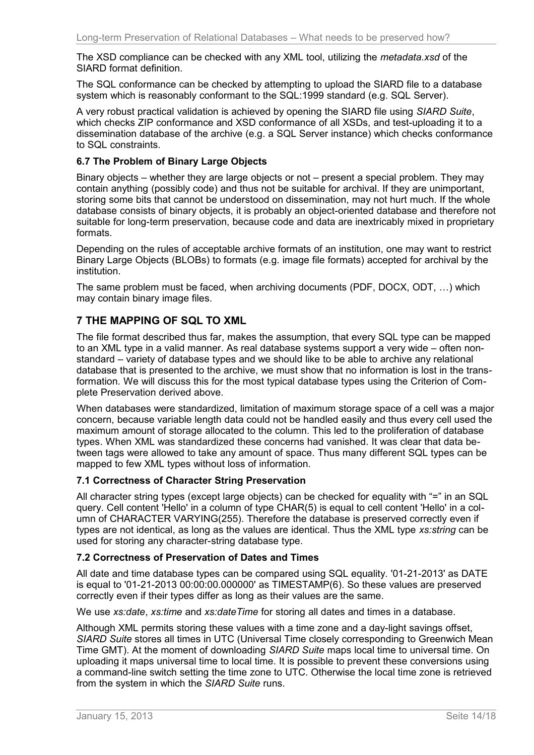The XSD compliance can be checked with any XML tool, utilizing the *metadata.xsd* of the SIARD format definition.

The SQL conformance can be checked by attempting to upload the SIARD file to a database system which is reasonably conformant to the SQL:1999 standard (e.g. SQL Server).

A very robust practical validation is achieved by opening the SIARD file using *SIARD Suite*, which checks ZIP conformance and XSD conformance of all XSDs, and test-uploading it to a dissemination database of the archive (e.g. a SQL Server instance) which checks conformance to SQL constraints.

### 6.7 The Problem of Binary Large Objects

Binary objects – whether they are large objects or not – present a special problem. They may contain anything (possibly code) and thus not be suitable for archival. If they are unimportant, storing some bits that cannot be understood on dissemination, may not hurt much. If the whole database consists of binary objects, it is probably an object-oriented database and therefore not suitable for long-term preservation, because code and data are inextricably mixed in proprietary formats.

Depending on the rules of acceptable archive formats of an institution, one may want to restrict Binary Large Objects (BLOBs) to formats (e.g. image file formats) accepted for archival by the institution.

The same problem must be faced, when archiving documents (PDF, DOCX, ODT, …) which may contain binary image files.

## 7 THE MAPPING OF SQL TO XML

The file format described thus far, makes the assumption, that every SQL type can be mapped to an XML type in a valid manner. As real database systems support a very wide – often non-standard – variety of database types and we should like to be able to archive any relational database that is presented to the archive, we must show that no information is lost in the transformation. We will discuss this for the most typical database types using the Criterion of Complete Preservation derived above.

When databases were standardized, limitation of maximum storage space of a cell was a major concern, because variable length data could not be handled easily and thus every cell used the maximum amount of storage allocated to the column. This led to the proliferation of database types. When XML was standardized these concerns had vanished. It was clear that data between tags were allowed to take any amount of space. Thus many different SQL types can be mapped to few XML types without loss of information.

### 7.1 Correctness of Character String Preservation

All character string types (except large objects) can be checked for equality with "=" in an SQL query. Cell content 'Hello' in a column of type CHAR(5) is equal to cell content 'Hello' in a column of CHARACTER VARYING(255). Therefore the database is preserved correctly even if types are not identical, as long as the values are identical. Thus the XML type *xs:string* can be used for storing any character-string database type.

### 7.2 Correctness of Preservation of Dates and Times

All date and time database types can be compared using SQL equality. '01-21-2013' as DATE is equal to '01-21-2013 00:00:00.000000' as TIMESTAMP(6). So these values are preserved correctly even if their types differ as long as their values are the same.

We use *xs:date*, *xs:time* and *xs:dateTime* for storing all dates and times in a database.

Although XML permits storing these values with a time zone and a day-light savings offset, *SIARD Suite* stores all times in UTC (Universal Time closely corresponding to Greenwich Mean Time GMT). At the moment of downloading *SIARD Suite* maps local time to universal time. On uploading it maps universal time to local time. It is possible to prevent these conversions using a command-line switch setting the time zone to UTC. Otherwise the local time zone is retrieved from the system in which the *SIARD Suite* runs.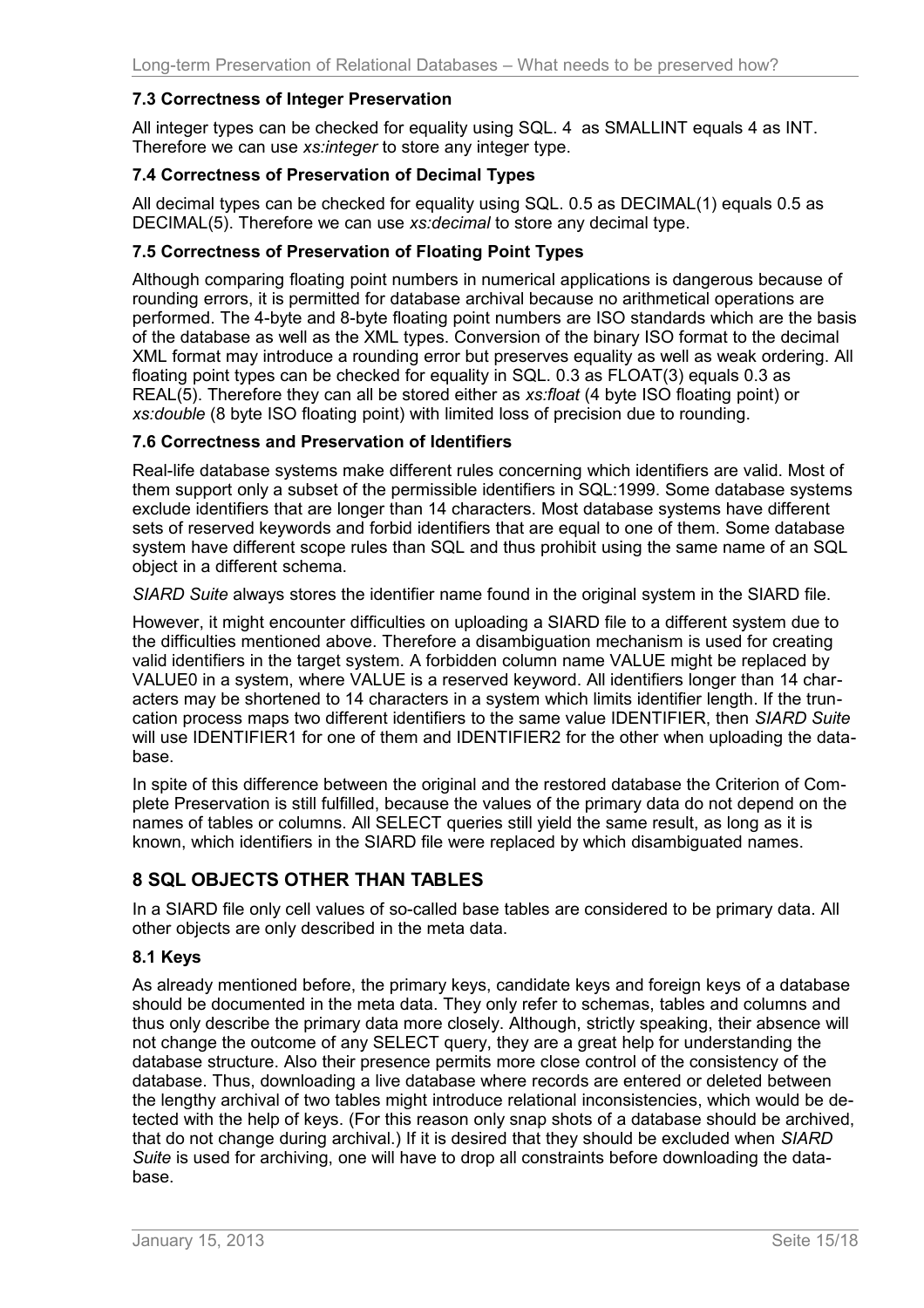### 7.3 Correctness of Integer Preservation

All integer types can be checked for equality using SQL. 4 as SMALLINT equals 4 as INT. Therefore we can use *xs:integer* to store any integer type.

### 7.4 Correctness of Preservation of Decimal Types

All decimal types can be checked for equality using SQL. 0.5 as DECIMAL(1) equals 0.5 as DECIMAL(5). Therefore we can use *xs:decimal* to store any decimal type.

### 7.5 Correctness of Preservation of Floating Point Types

Although comparing floating point numbers in numerical applications is dangerous because of rounding errors, it is permitted for database archival because no arithmetical operations are performed. The 4-byte and 8-byte floating point numbers are ISO standards which are the basis of the database as well as the XML types. Conversion of the binary ISO format to the decimal XML format may introduce a rounding error but preserves equality as well as weak ordering. All floating point types can be checked for equality in SQL. 0.3 as FLOAT(3) equals 0.3 as REAL(5). Therefore they can all be stored either as *xs:float* (4 byte ISO floating point) or *xs:double* (8 byte ISO floating point) with limited loss of precision due to rounding.

### 7.6 Correctness and Preservation of Identifiers

Real-life database systems make different rules concerning which identifiers are valid. Most of them support only a subset of the permissible identifiers in SQL:1999. Some database systems exclude identifiers that are longer than 14 characters. Most database systems have different sets of reserved keywords and forbid identifiers that are equal to one of them. Some database system have different scope rules than SQL and thus prohibit using the same name of an SQL object in a different schema.

*SIARD Suite* always stores the identifier name found in the original system in the SIARD file.

However, it might encounter difficulties on uploading a SIARD file to a different system due to the difficulties mentioned above. Therefore a disambiguation mechanism is used for creating valid identifiers in the target system. A forbidden column name VALUE might be replaced by VALUE0 in a system, where VALUE is a reserved keyword. All identifiers longer than 14 characters may be shortened to 14 characters in a system which limits identifier length. If the truncation process maps two different identifiers to the same value IDENTIFIER, then *SIARD Suite* will use IDENTIFIER1 for one of them and IDENTIFIER2 for the other when uploading the database.

In spite of this difference between the original and the restored database the Criterion of Complete Preservation is still fulfilled, because the values of the primary data do not depend on the names of tables or columns. All SELECT queries still yield the same result, as long as it is known, which identifiers in the SIARD file were replaced by which disambiguated names.

## 8 SQL OBJECTS OTHER THAN TABLES

In a SIARD file only cell values of so-called base tables are considered to be primary data. All other objects are only described in the meta data.

### 8.1 Keys

As already mentioned before, the primary keys, candidate keys and foreign keys of a database should be documented in the meta data. They only refer to schemas, tables and columns and thus only describe the primary data more closely. Although, strictly speaking, their absence will not change the outcome of any SELECT query, they are a great help for understanding the database structure. Also their presence permits more close control of the consistency of the database. Thus, downloading a live database where records are entered or deleted between the lengthy archival of two tables might introduce relational inconsistencies, which would be detected with the help of keys. (For this reason only snap shots of a database should be archived, that do not change during archival.) If it is desired that they should be excluded when *SIARD Suite* is used for archiving, one will have to drop all constraints before downloading the database.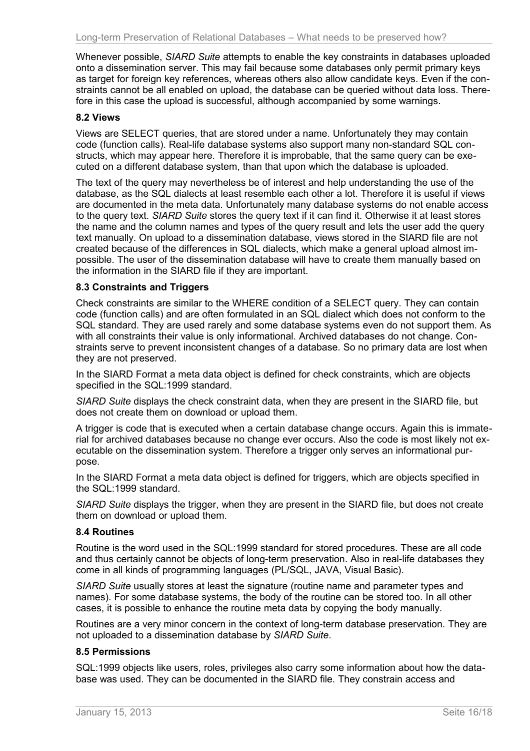Whenever possible, *SIARD Suite* attempts to enable the key constraints in databases uploaded onto a dissemination server. This may fail because some databases only permit primary keys as target for foreign key references, whereas others also allow candidate keys. Even if the constraints cannot be all enabled on upload, the database can be queried without data loss. Therefore in this case the upload is successful, although accompanied by some warnings.

### 8.2 Views

Views are SELECT queries, that are stored under a name. Unfortunately they may contain code (function calls). Real-life database systems also support many non-standard SQL constructs, which may appear here. Therefore it is improbable, that the same query can be executed on a different database system, than that upon which the database is uploaded.

The text of the query may nevertheless be of interest and help understanding the use of the database, as the SQL dialects at least resemble each other a lot. Therefore it is useful if views are documented in the meta data. Unfortunately many database systems do not enable access to the query text. *SIARD Suite* stores the query text if it can find it. Otherwise it at least stores the name and the column names and types of the query result and lets the user add the query text manually. On upload to a dissemination database, views stored in the SIARD file are not created because of the differences in SQL dialects, which make a general upload almost impossible. The user of the dissemination database will have to create them manually based on the information in the SIARD file if they are important.

### 8.3 Constraints and Triggers

Check constraints are similar to the WHERE condition of a SELECT query. They can contain code (function calls) and are often formulated in an SQL dialect which does not conform to the SQL standard. They are used rarely and some database systems even do not support them. As with all constraints their value is only informational. Archived databases do not change. Constraints serve to prevent inconsistent changes of a database. So no primary data are lost when they are not preserved.

In the SIARD Format a meta data object is defined for check constraints, which are objects specified in the SQL:1999 standard.

*SIARD Suite* displays the check constraint data, when they are present in the SIARD file, but does not create them on download or upload them.

A trigger is code that is executed when a certain database change occurs. Again this is immaterial for archived databases because no change ever occurs. Also the code is most likely not executable on the dissemination system. Therefore a trigger only serves an informational purpose.

In the SIARD Format a meta data object is defined for triggers, which are objects specified in the SQL:1999 standard.

*SIARD Suite* displays the trigger, when they are present in the SIARD file, but does not create them on download or upload them.

### 8.4 Routines

Routine is the word used in the SQL:1999 standard for stored procedures. These are all code and thus certainly cannot be objects of long-term preservation. Also in real-life databases they come in all kinds of programming languages (PL/SQL, JAVA, Visual Basic).

*SIARD Suite* usually stores at least the signature (routine name and parameter types and names). For some database systems, the body of the routine can be stored too. In all other cases, it is possible to enhance the routine meta data by copying the body manually.

Routines are a very minor concern in the context of long-term database preservation. They are not uploaded to a dissemination database by *SIARD Suite*.

### 8.5 Permissions

SQL:1999 objects like users, roles, privileges also carry some information about how the database was used. They can be documented in the SIARD file. They constrain access and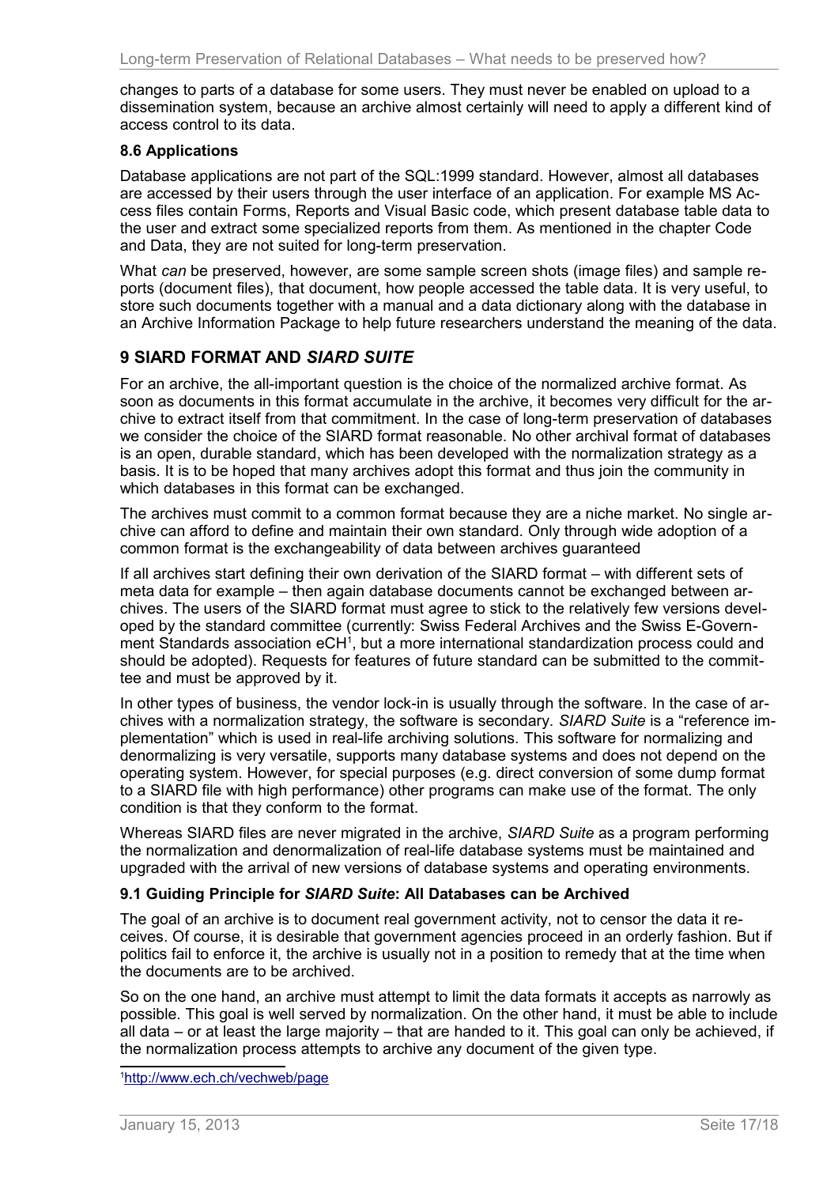changes to parts of a database for some users. They must never be enabled on upload to a dissemination system, because an archive almost certainly will need to apply a different kind of access control to its data.

### 8.6 Applications

Database applications are not part of the SQL:1999 standard. However, almost all databases are accessed by their users through the user interface of an application. For example MS Access files contain Forms, Reports and Visual Basic code, which present database table data to the user and extract some specialized reports from them. As mentioned in the chapter Code and Data, they are not suited for long-term preservation.

What *can* be preserved, however, are some sample screen shots (image files) and sample reports (document files), that document, how people accessed the table data. It is very useful, to store such documents together with a manual and a data dictionary along with the database in an Archive Information Package to help future researchers understand the meaning of the data.

## 9 SIARD FORMAT AND *SIARD SUITE*

For an archive, the all-important question is the choice of the normalized archive format. As soon as documents in this format accumulate in the archive, it becomes very difficult for the archive to extract itself from that commitment. In the case of long-term preservation of databases we consider the choice of the SIARD format reasonable. No other archival format of databases is an open, durable standard, which has been developed with the normalization strategy as a basis. It is to be hoped that many archives adopt this format and thus join the community in which databases in this format can be exchanged.

The archives must commit to a common format because they are a niche market. No single archive can afford to define and maintain their own standard. Only through wide adoption of a common format is the exchangeability of data between archives guaranteed

If all archives start defining their own derivation of the SIARD format – with different sets of meta data for example – then again database documents cannot be exchanged between archives. The users of the SIARD format must agree to stick to the relatively few versions developed by the standard committee (currently: Swiss Federal Archives and the Swiss E-Government Standards association eCH[1], but a more international standardization process could and should be adopted). Requests for features of future standard can be submitted to the committee and must be approved by it.

In other types of business, the vendor lock-in is usually through the software. In the case of archives with a normalization strategy, the software is secondary. *SIARD Suite* is a "reference implementation" which is used in real-life archiving solutions. This software for normalizing and denormalizing is very versatile, supports many database systems and does not depend on the operating system. However, for special purposes (e.g. direct conversion of some dump format to a SIARD file with high performance) other programs can make use of the format. The only condition is that they conform to the format.

Whereas SIARD files are never migrated in the archive, *SIARD Suite* as a program performing the normalization and denormalization of real-life database systems must be maintained and upgraded with the arrival of new versions of database systems and operating environments.

### 9.1 Guiding Principle for *SIARD Suite*: All Databases can be Archived

The goal of an archive is to document real government activity, not to censor the data it receives. Of course, it is desirable that government agencies proceed in an orderly fashion. But if politics fail to enforce it, the archive is usually not in a position to remedy that at the time when the documents are to be archived.

So on the one hand, an archive must attempt to limit the data formats it accepts as narrowly as possible. This goal is well served by normalization. On the other hand, it must be able to include all data – or at least the large majority – that are handed to it. This goal can only be achieved, if the normalization process attempts to archive any document of the given type.

[1] http://www.ech.ch/vechweb/page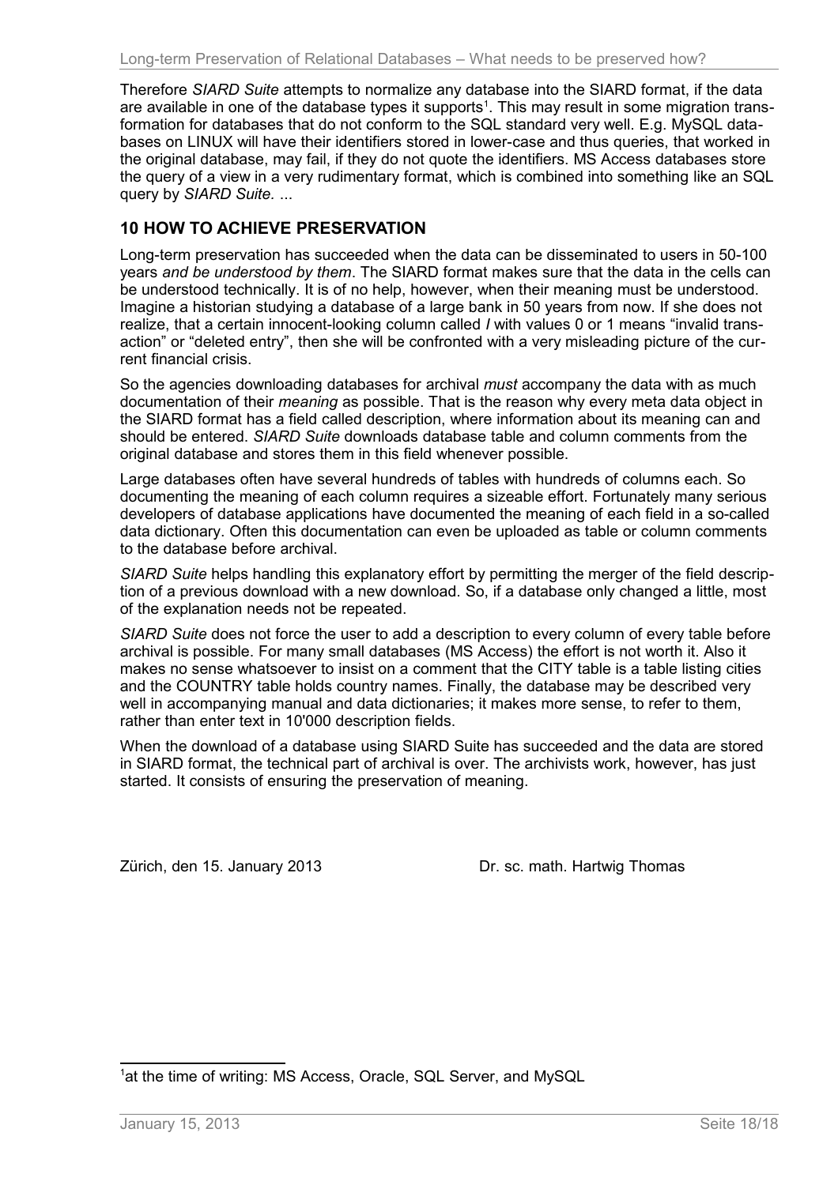Therefore *SIARD Suite* attempts to normalize any database into the SIARD format, if the data are available in one of the database types it supports[1]. This may result in some migration transformation for databases that do not conform to the SQL standard very well. E.g. MySQL databases on LINUX will have their identifiers stored in lower-case and thus queries, that worked in the original database, may fail, if they do not quote the identifiers. MS Access databases store the query of a view in a very rudimentary format, which is combined into something like an SQL query by *SIARD Suite.* ...

## 10 HOW TO ACHIEVE PRESERVATION

Long-term preservation has succeeded when the data can be disseminated to users in 50-100 years *and be understood by them*. The SIARD format makes sure that the data in the cells can be understood technically. It is of no help, however, when their meaning must be understood. Imagine a historian studying a database of a large bank in 50 years from now. If she does not realize, that a certain innocent-looking column called *I* with values 0 or 1 means "invalid transaction" or "deleted entry", then she will be confronted with a very misleading picture of the current financial crisis.

So the agencies downloading databases for archival *must* accompany the data with as much documentation of their *meaning* as possible. That is the reason why every meta data object in the SIARD format has a field called description, where information about its meaning can and should be entered. *SIARD Suite* downloads database table and column comments from the original database and stores them in this field whenever possible.

Large databases often have several hundreds of tables with hundreds of columns each. So documenting the meaning of each column requires a sizeable effort. Fortunately many serious developers of database applications have documented the meaning of each field in a so-called data dictionary. Often this documentation can even be uploaded as table or column comments to the database before archival.

*SIARD Suite* helps handling this explanatory effort by permitting the merger of the field description of a previous download with a new download. So, if a database only changed a little, most of the explanation needs not be repeated.

*SIARD Suite* does not force the user to add a description to every column of every table before archival is possible. For many small databases (MS Access) the effort is not worth it. Also it makes no sense whatsoever to insist on a comment that the CITY table is a table listing cities and the COUNTRY table holds country names. Finally, the database may be described very well in accompanying manual and data dictionaries; it makes more sense, to refer to them, rather than enter text in 10'000 description fields.

When the download of a database using SIARD Suite has succeeded and the data are stored in SIARD format, the technical part of archival is over. The archivists work, however, has just started. It consists of ensuring the preservation of meaning.

Zürich, den 15. January 2013 — Dr. sc. math. Hartwig Thomas

[1] at the time of writing: MS Access, Oracle, SQL Server, and MySQL